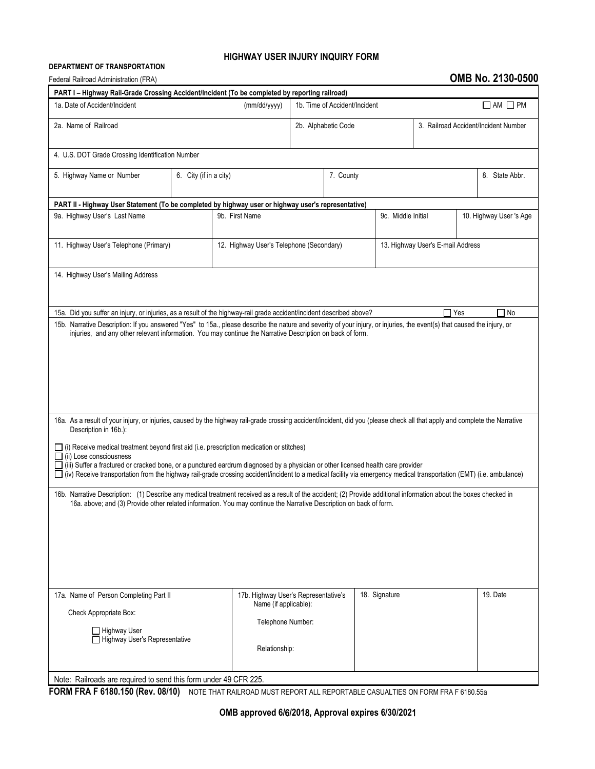# HIGHWAY USER INJURY INQUIRY FORM

**DEPARTMENT OF TRANSPORTATION**

Federal Railroad Administration (FRA)

**OMB No. 2130-0500**

**PART I – Highway Rail-Grade Crossing Accident/Incident (To be completed by reporting railroad)**

| 1a. Date of Accident/Incident (mm/dd/yyyy) | 1b. Time of Accident/Incident ☐ AM ☐ PM | |
|---|---|---|
| 2a. Name of Railroad | 2b. Alphabetic Code | 3. Railroad Accident/Incident Number |

4. U.S. DOT Grade Crossing Identification Number

| 5. Highway Name or Number | 6. City (if in a city) | 7. County | 8. State Abbr. |
|---|---|---|---|
| | | | |

**PART II - Highway User Statement (To be completed by highway user or highway user's representative)**

| 9a. Highway User's Last Name | 9b. First Name | 9c. Middle Initial | 10. Highway User 's Age |
|---|---|---|---|
| | | | |

| 11. Highway User's Telephone (Primary) | 12. Highway User's Telephone (Secondary) | 13. Highway User's E-mail Address |
|---|---|---|
| | | |

14. Highway User's Mailing Address

15a. Did you suffer an injury, or injuries, as a result of the highway-rail grade accident/incident described above? ☐ Yes ☐ No

15b. Narrative Description: If you answered "Yes" to 15a., please describe the nature and severity of your injury, or injuries, the event(s) that caused the injury, or injuries, and any other relevant information. You may continue the Narrative Description on back of form.

16a. As a result of your injury, or injuries, caused by the highway rail-grade crossing accident/incident, did you (please check all that apply and complete the Narrative Description in 16b.):

☐ (i) Receive medical treatment beyond first aid (i.e. prescription medication or stitches)

☐ (ii) Lose consciousness

☐ (iii) Suffer a fractured or cracked bone, or a punctured eardrum diagnosed by a physician or other licensed health care provider

☐ (iv) Receive transportation from the highway rail-grade crossing accident/incident to a medical facility via emergency medical transportation (EMT) (i.e. ambulance)

16b. Narrative Description: (1) Describe any medical treatment received as a result of the accident; (2) Provide additional information about the boxes checked in 16a. above; and (3) Provide other related information. You may continue the Narrative Description on back of form.

| 17a. Name of Person Completing Part II | 17b. Highway User's Representative's Name (if applicable): | 18. Signature | 19. Date |
|---|---|---|---|
| Check Appropriate Box: ☐ Highway User ☐ Highway User's Representative | Telephone Number: Relationship: | | |

Note: Railroads are required to send this form under 49 CFR 225.

**FORM FRA F 6180.150 (Rev. 08/10)** NOTE THAT RAILROAD MUST REPORT ALL REPORTABLE CASUALTIES ON FORM FRA F 6180.55a

**OMB approved 6/6/2018, Approval expires 6/30/2021**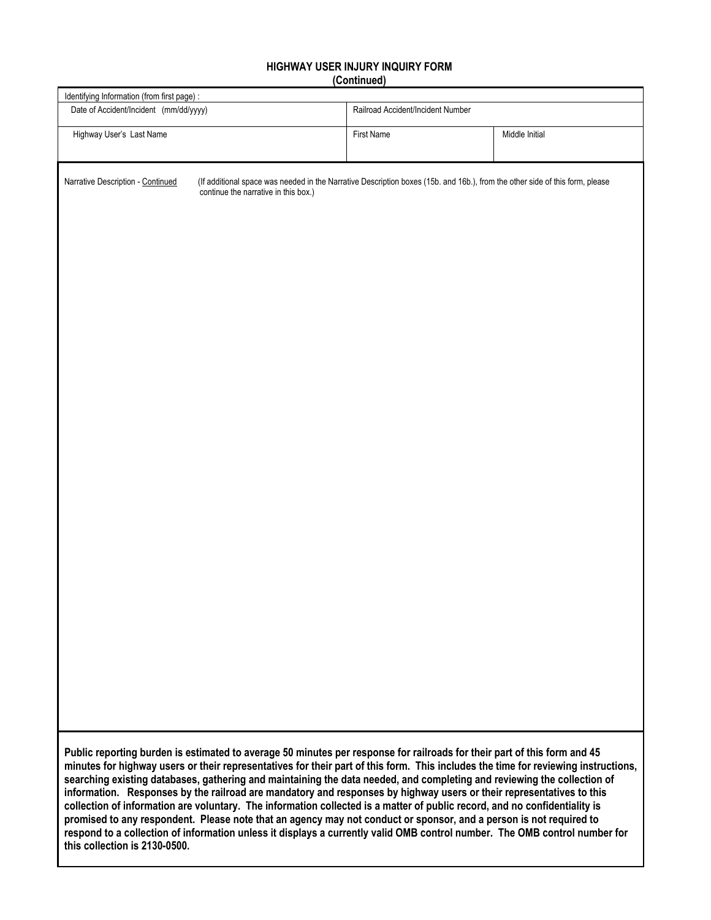# HIGHWAY USER INJURY INQUIRY FORM
**(Continued)**

Identifying Information (from first page) :

| Date of Accident/Incident (mm/dd/yyyy) | Railroad Accident/Incident Number | |
|---|---|---|
| **Highway User's Last Name** | **First Name** | **Middle Initial** |
| | | |

Narrative Description - Continued (If additional space was needed in the Narrative Description boxes (15b. and 16b.), from the other side of this form, please continue the narrative in this box.)

**Public reporting burden is estimated to average 50 minutes per response for railroads for their part of this form and 45 minutes for highway users or their representatives for their part of this form. This includes the time for reviewing instructions, searching existing databases, gathering and maintaining the data needed, and completing and reviewing the collection of information. Responses by the railroad are mandatory and responses by highway users or their representatives to this collection of information are voluntary. The information collected is a matter of public record, and no confidentiality is promised to any respondent. Please note that an agency may not conduct or sponsor, and a person is not required to respond to a collection of information unless it displays a currently valid OMB control number. The OMB control number for this collection is 2130-0500.**